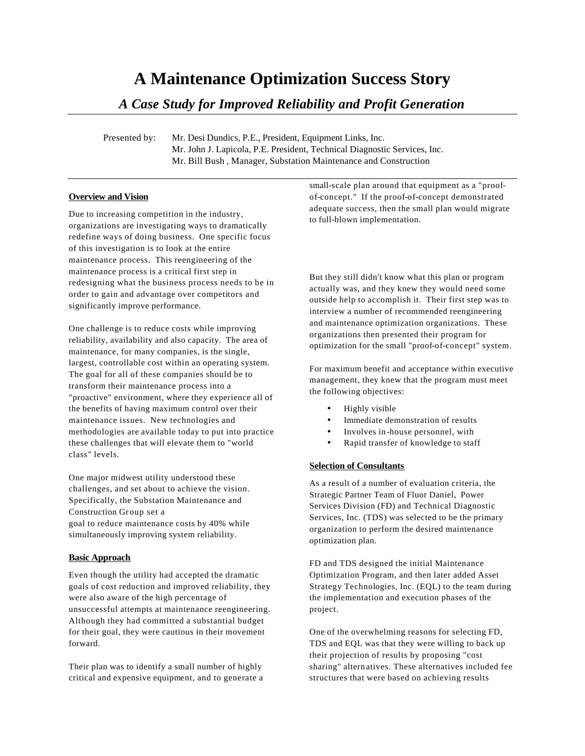# A Maintenance Optimization Success Story

## *A Case Study for Improved Reliability and Profit Generation*

Presented by: Mr. Desi Dundics, P.E., President, Equipment Links, Inc.
Mr. John J. Lapicola, P.E. President, Technical Diagnostic Services, Inc.
Mr. Bill Bush , Manager, Substation Maintenance and Construction

### Overview and Vision

Due to increasing competition in the industry, organizations are investigating ways to dramatically redefine ways of doing business. One specific focus of this investigation is to look at the entire maintenance process. This reengineering of the maintenance process is a critical first step in redesigning what the business process needs to be in order to gain and advantage over competitors and significantly improve performance.

One challenge is to reduce costs while improving reliability, availability and also capacity. The area of maintenance, for many companies, is the single, largest, controllable cost within an operating system. The goal for all of these companies should be to transform their maintenance process into a "proactive" environment, where they experience all of the benefits of having maximum control over their maintenance issues. New technologies and methodologies are available today to put into practice these challenges that will elevate them to "world class" levels.

One major midwest utility understood these challenges, and set about to achieve the vision. Specifically, the Substation Maintenance and Construction Group set a goal to reduce maintenance costs by 40% while simultaneously improving system reliability.

### Basic Approach

Even though the utility had accepted the dramatic goals of cost reduction and improved reliability, they were also aware of the high percentage of unsuccessful attempts at maintenance reengineering. Although they had committed a substantial budget for their goal, they were cautious in their movement forward.

Their plan was to identify a small number of highly critical and expensive equipment, and to generate a small-scale plan around that equipment as a "proof-of-concept." If the proof-of-concept demonstrated adequate success, then the small plan would migrate to full-blown implementation.

But they still didn't know what this plan or program actually was, and they knew they would need some outside help to accomplish it. Their first step was to interview a number of recommended reengineering and maintenance optimization organizations. These organizations then presented their program for optimization for the small "proof-of-concept" system.

For maximum benefit and acceptance within executive management, they knew that the program must meet the following objectives:

- Highly visible
- Immediate demonstration of results
- Involves in-house personnel, with
- Rapid transfer of knowledge to staff

### Selection of Consultants

As a result of a number of evaluation criteria, the Strategic Partner Team of Fluor Daniel, Power Services Division (FD) and Technical Diagnostic Services, Inc. (TDS) was selected to be the primary organization to perform the desired maintenance optimization plan.

FD and TDS designed the initial Maintenance Optimization Program, and then later added Asset Strategy Technologies, Inc. (EQL) to the team during the implementation and execution phases of the project.

One of the overwhelming reasons for selecting FD, TDS and EQL was that they were willing to back up their projection of results by proposing "cost sharing" alternatives. These alternatives included fee structures that were based on achieving results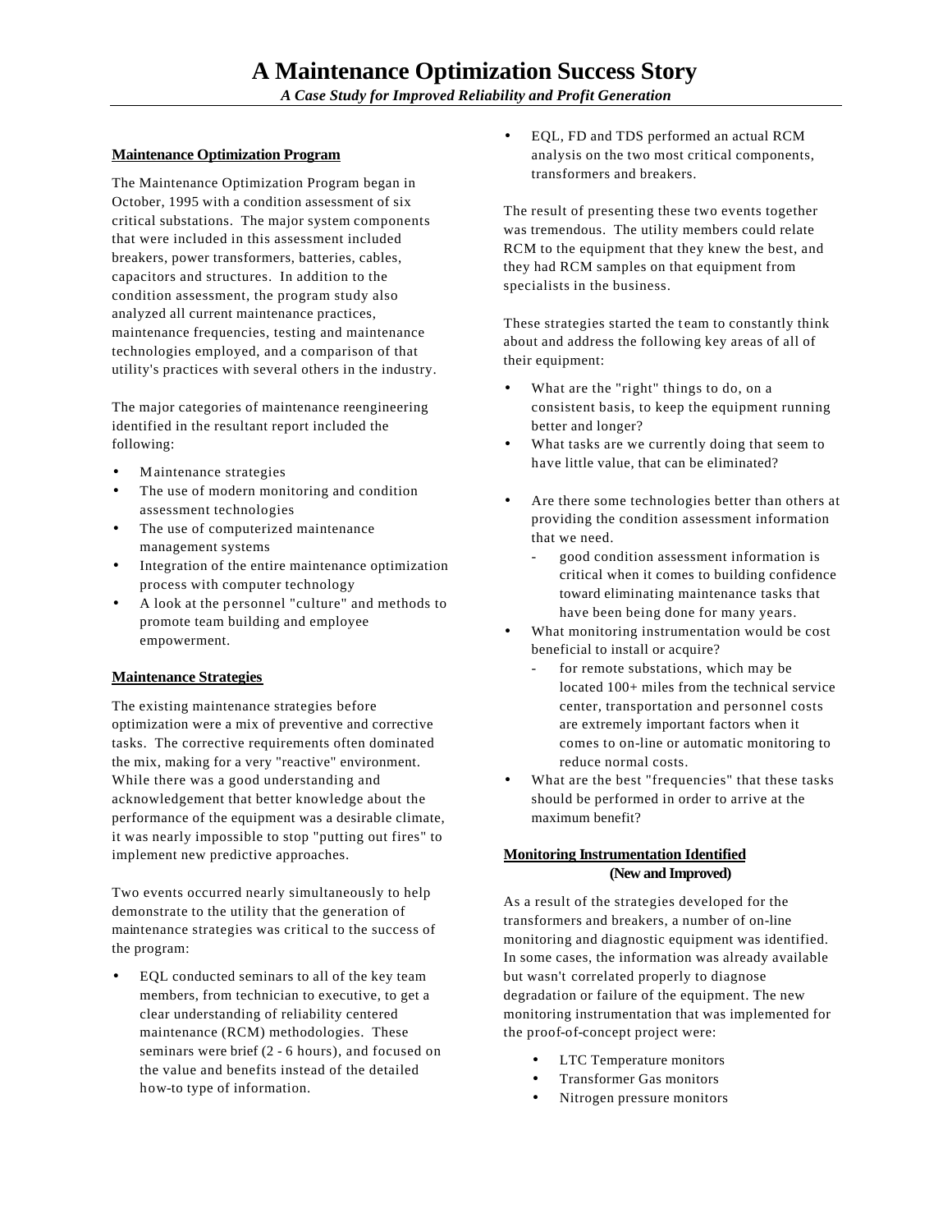# A Maintenance Optimization Success Story

*A Case Study for Improved Reliability and Profit Generation*

## Maintenance Optimization Program

The Maintenance Optimization Program began in October, 1995 with a condition assessment of six critical substations. The major system components that were included in this assessment included breakers, power transformers, batteries, cables, capacitors and structures. In addition to the condition assessment, the program study also analyzed all current maintenance practices, maintenance frequencies, testing and maintenance technologies employed, and a comparison of that utility's practices with several others in the industry.

The major categories of maintenance reengineering identified in the resultant report included the following:

- Maintenance strategies
- The use of modern monitoring and condition assessment technologies
- The use of computerized maintenance management systems
- Integration of the entire maintenance optimization process with computer technology
- A look at the personnel "culture" and methods to promote team building and employee empowerment.

## Maintenance Strategies

The existing maintenance strategies before optimization were a mix of preventive and corrective tasks. The corrective requirements often dominated the mix, making for a very "reactive" environment. While there was a good understanding and acknowledgement that better knowledge about the performance of the equipment was a desirable climate, it was nearly impossible to stop "putting out fires" to implement new predictive approaches.

Two events occurred nearly simultaneously to help demonstrate to the utility that the generation of maintenance strategies was critical to the success of the program:

- EQL conducted seminars to all of the key team members, from technician to executive, to get a clear understanding of reliability centered maintenance (RCM) methodologies. These seminars were brief (2 - 6 hours), and focused on the value and benefits instead of the detailed how-to type of information.
- EQL, FD and TDS performed an actual RCM analysis on the two most critical components, transformers and breakers.

The result of presenting these two events together was tremendous. The utility members could relate RCM to the equipment that they knew the best, and they had RCM samples on that equipment from specialists in the business.

These strategies started the team to constantly think about and address the following key areas of all of their equipment:

- What are the "right" things to do, on a consistent basis, to keep the equipment running better and longer?
- What tasks are we currently doing that seem to have little value, that can be eliminated?
- Are there some technologies better than others at providing the condition assessment information that we need.
  - good condition assessment information is critical when it comes to building confidence toward eliminating maintenance tasks that have been being done for many years.
- What monitoring instrumentation would be cost beneficial to install or acquire?
  - for remote substations, which may be located 100+ miles from the technical service center, transportation and personnel costs are extremely important factors when it comes to on-line or automatic monitoring to reduce normal costs.
- What are the best "frequencies" that these tasks should be performed in order to arrive at the maximum benefit?

## Monitoring Instrumentation Identified (New and Improved)

As a result of the strategies developed for the transformers and breakers, a number of on-line monitoring and diagnostic equipment was identified. In some cases, the information was already available but wasn't correlated properly to diagnose degradation or failure of the equipment. The new monitoring instrumentation that was implemented for the proof-of-concept project were:

- LTC Temperature monitors
- Transformer Gas monitors
- Nitrogen pressure monitors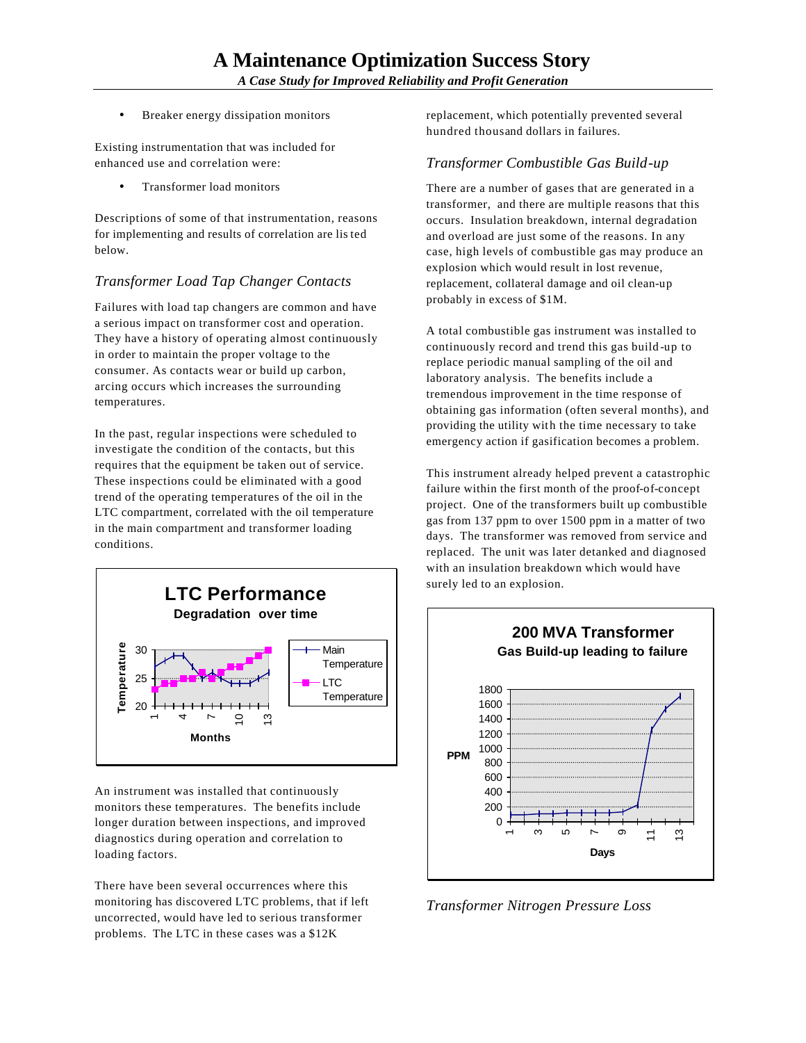- Breaker energy dissipation monitors

Existing instrumentation that was included for enhanced use and correlation were:

- Transformer load monitors

Descriptions of some of that instrumentation, reasons for implementing and results of correlation are listed below.

### *Transformer Load Tap Changer Contacts*

Failures with load tap changers are common and have a serious impact on transformer cost and operation. They have a history of operating almost continuously in order to maintain the proper voltage to the consumer. As contacts wear or build up carbon, arcing occurs which increases the surrounding temperatures.

In the past, regular inspections were scheduled to investigate the condition of the contacts, but this requires that the equipment be taken out of service. These inspections could be eliminated with a good trend of the operating temperatures of the oil in the LTC compartment, correlated with the oil temperature in the main compartment and transformer loading conditions.

**LTC Performance**
**Degradation over time**

An instrument was installed that continuously monitors these temperatures. The benefits include longer duration between inspections, and improved diagnostics during operation and correlation to loading factors.

There have been several occurrences where this monitoring has discovered LTC problems, that if left uncorrected, would have led to serious transformer problems. The LTC in these cases was a $12K replacement, which potentially prevented several hundred thousand dollars in failures.

### *Transformer Combustible Gas Build-up*

There are a number of gases that are generated in a transformer, and there are multiple reasons that this occurs. Insulation breakdown, internal degradation and overload are just some of the reasons. In any case, high levels of combustible gas may produce an explosion which would result in lost revenue, replacement, collateral damage and oil clean-up probably in excess of $1M.

A total combustible gas instrument was installed to continuously record and trend this gas build-up to replace periodic manual sampling of the oil and laboratory analysis. The benefits include a tremendous improvement in the time response of obtaining gas information (often several months), and providing the utility with the time necessary to take emergency action if gasification becomes a problem.

This instrument already helped prevent a catastrophic failure within the first month of the proof-of-concept project. One of the transformers built up combustible gas from 137 ppm to over 1500 ppm in a matter of two days. The transformer was removed from service and replaced. The unit was later detanked and diagnosed with an insulation breakdown which would have surely led to an explosion.

**200 MVA Transformer**
**Gas Build-up leading to failure**

### *Transformer Nitrogen Pressure Loss*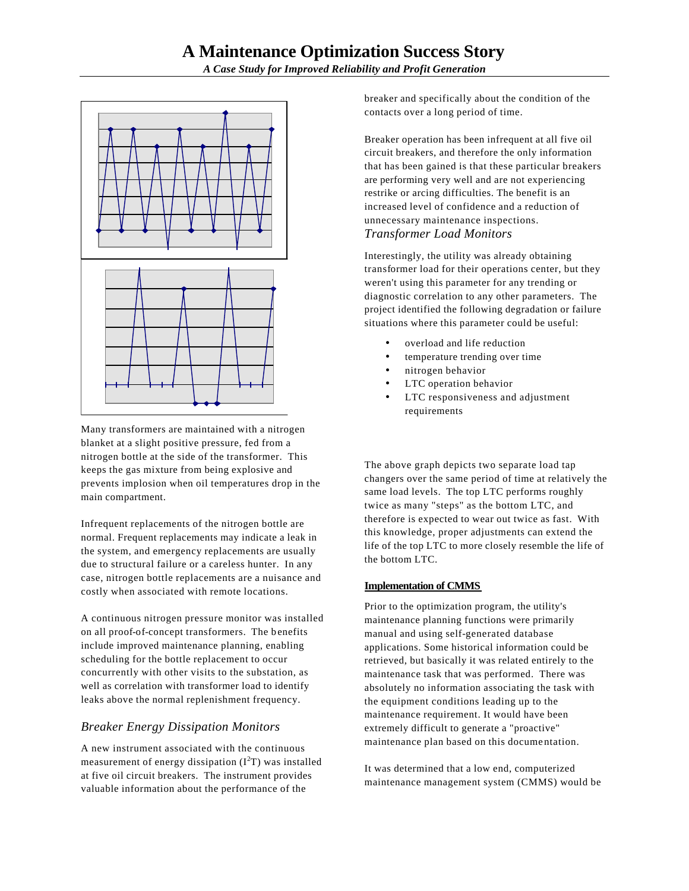Many transformers are maintained with a nitrogen blanket at a slight positive pressure, fed from a nitrogen bottle at the side of the transformer. This keeps the gas mixture from being explosive and prevents implosion when oil temperatures drop in the main compartment.

Infrequent replacements of the nitrogen bottle are normal. Frequent replacements may indicate a leak in the system, and emergency replacements are usually due to structural failure or a careless hunter. In any case, nitrogen bottle replacements are a nuisance and costly when associated with remote locations.

A continuous nitrogen pressure monitor was installed on all proof-of-concept transformers. The benefits include improved maintenance planning, enabling scheduling for the bottle replacement to occur concurrently with other visits to the substation, as well as correlation with transformer load to identify leaks above the normal replenishment frequency.

### *Breaker Energy Dissipation Monitors*

A new instrument associated with the continuous measurement of energy dissipation ($I^2T$) was installed at five oil circuit breakers. The instrument provides valuable information about the performance of the breaker and specifically about the condition of the contacts over a long period of time.

Breaker operation has been infrequent at all five oil circuit breakers, and therefore the only information that has been gained is that these particular breakers are performing very well and are not experiencing restrike or arcing difficulties. The benefit is an increased level of confidence and a reduction of unnecessary maintenance inspections.

### *Transformer Load Monitors*

Interestingly, the utility was already obtaining transformer load for their operations center, but they weren't using this parameter for any trending or diagnostic correlation to any other parameters. The project identified the following degradation or failure situations where this parameter could be useful:

- overload and life reduction
- temperature trending over time
- nitrogen behavior
- LTC operation behavior
- LTC responsiveness and adjustment requirements

The above graph depicts two separate load tap changers over the same period of time at relatively the same load levels. The top LTC performs roughly twice as many "steps" as the bottom LTC, and therefore is expected to wear out twice as fast. With this knowledge, proper adjustments can extend the life of the top LTC to more closely resemble the life of the bottom LTC.

## Implementation of CMMS

Prior to the optimization program, the utility's maintenance planning functions were primarily manual and using self-generated database applications. Some historical information could be retrieved, but basically it was related entirely to the maintenance task that was performed. There was absolutely no information associating the task with the equipment conditions leading up to the maintenance requirement. It would have been extremely difficult to generate a "proactive" maintenance plan based on this documentation.

It was determined that a low end, computerized maintenance management system (CMMS) would be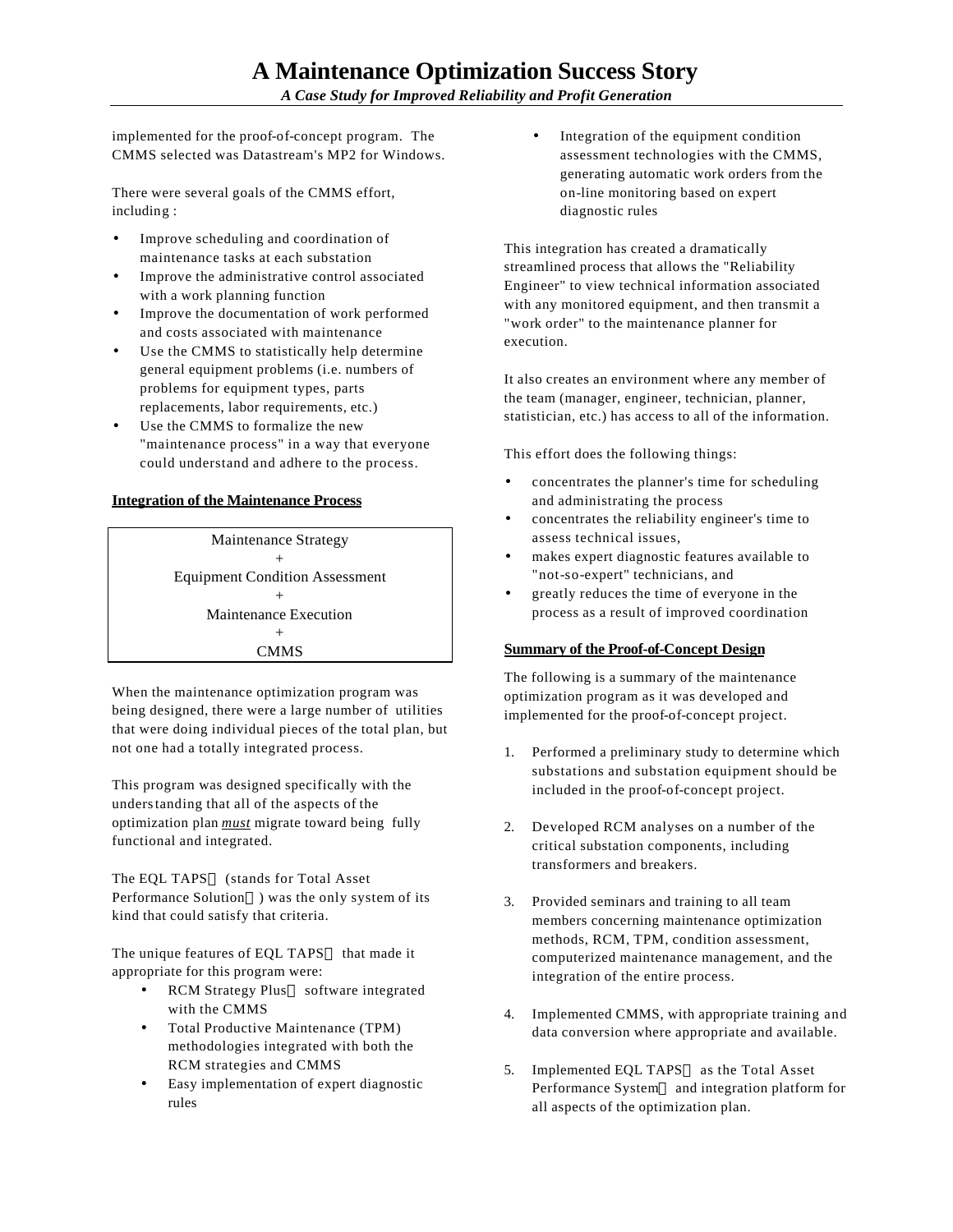implemented for the proof-of-concept program. The CMMS selected was Datastream's MP2 for Windows.

There were several goals of the CMMS effort, including :

- Improve scheduling and coordination of maintenance tasks at each substation
- Improve the administrative control associated with a work planning function
- Improve the documentation of work performed and costs associated with maintenance
- Use the CMMS to statistically help determine general equipment problems (i.e. numbers of problems for equipment types, parts replacements, labor requirements, etc.)
- Use the CMMS to formalize the new "maintenance process" in a way that everyone could understand and adhere to the process.

**Integration of the Maintenance Process**

| Maintenance Strategy<br>+<br>Equipment Condition Assessment<br>+<br>Maintenance Execution<br>+<br>CMMS |
|---|

When the maintenance optimization program was being designed, there were a large number of utilities that were doing individual pieces of the total plan, but not one had a totally integrated process.

This program was designed specifically with the understanding that all of the aspects of the optimization plan ***must*** migrate toward being fully functional and integrated.

The EQL TAPS (stands for Total Asset Performance Solution) was the only system of its kind that could satisfy that criteria.

The unique features of EQL TAPS that made it appropriate for this program were:

- RCM Strategy Plus software integrated with the CMMS
- Total Productive Maintenance (TPM) methodologies integrated with both the RCM strategies and CMMS
- Easy implementation of expert diagnostic rules
- Integration of the equipment condition assessment technologies with the CMMS, generating automatic work orders from the on-line monitoring based on expert diagnostic rules

This integration has created a dramatically streamlined process that allows the "Reliability Engineer" to view technical information associated with any monitored equipment, and then transmit a "work order" to the maintenance planner for execution.

It also creates an environment where any member of the team (manager, engineer, technician, planner, statistician, etc.) has access to all of the information.

This effort does the following things:

- concentrates the planner's time for scheduling and administrating the process
- concentrates the reliability engineer's time to assess technical issues,
- makes expert diagnostic features available to "not-so-expert" technicians, and
- greatly reduces the time of everyone in the process as a result of improved coordination

**Summary of the Proof-of-Concept Design**

The following is a summary of the maintenance optimization program as it was developed and implemented for the proof-of-concept project.

1. Performed a preliminary study to determine which substations and substation equipment should be included in the proof-of-concept project.
2. Developed RCM analyses on a number of the critical substation components, including transformers and breakers.
3. Provided seminars and training to all team members concerning maintenance optimization methods, RCM, TPM, condition assessment, computerized maintenance management, and the integration of the entire process.
4. Implemented CMMS, with appropriate training and data conversion where appropriate and available.
5. Implemented EQL TAPS as the Total Asset Performance System and integration platform for all aspects of the optimization plan.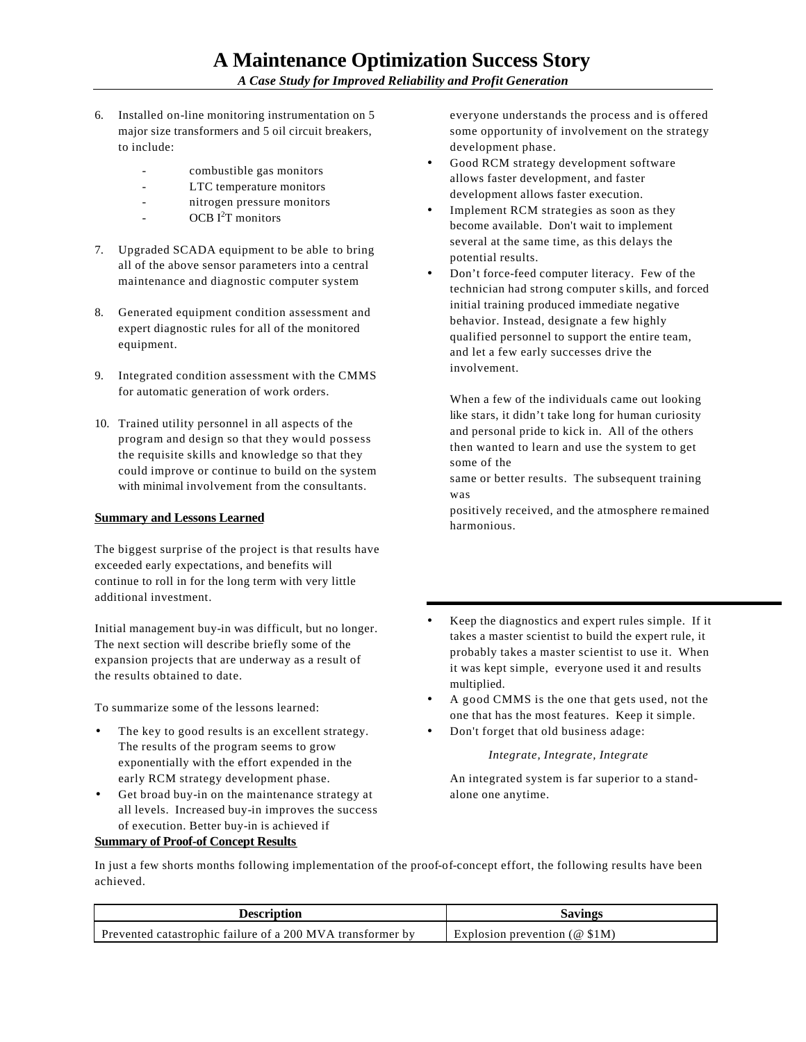6. Installed on-line monitoring instrumentation on 5 major size transformers and 5 oil circuit breakers, to include:

   - combustible gas monitors
   - LTC temperature monitors
   - nitrogen pressure monitors
   - OCB $I^2T$ monitors

7. Upgraded SCADA equipment to be able to bring all of the above sensor parameters into a central maintenance and diagnostic computer system

8. Generated equipment condition assessment and expert diagnostic rules for all of the monitored equipment.

9. Integrated condition assessment with the CMMS for automatic generation of work orders.

10. Trained utility personnel in all aspects of the program and design so that they would possess the requisite skills and knowledge so that they could improve or continue to build on the system with minimal involvement from the consultants.

**Summary and Lessons Learned**

The biggest surprise of the project is that results have exceeded early expectations, and benefits will continue to roll in for the long term with very little additional investment.

Initial management buy-in was difficult, but no longer. The next section will describe briefly some of the expansion projects that are underway as a result of the results obtained to date.

To summarize some of the lessons learned:

- The key to good results is an excellent strategy. The results of the program seems to grow exponentially with the effort expended in the early RCM strategy development phase.
- Get broad buy-in on the maintenance strategy at all levels. Increased buy-in improves the success of execution. Better buy-in is achieved if everyone understands the process and is offered some opportunity of involvement on the strategy development phase.
- Good RCM strategy development software allows faster development, and faster development allows faster execution.
- Implement RCM strategies as soon as they become available. Don't wait to implement several at the same time, as this delays the potential results.
- Don't force-feed computer literacy. Few of the technician had strong computer skills, and forced initial training produced immediate negative behavior. Instead, designate a few highly qualified personnel to support the entire team, and let a few early successes drive the involvement.

  When a few of the individuals came out looking like stars, it didn't take long for human curiosity and personal pride to kick in. All of the others then wanted to learn and use the system to get some of the same or better results. The subsequent training was positively received, and the atmosphere remained harmonious.

- Keep the diagnostics and expert rules simple. If it takes a master scientist to build the expert rule, it probably takes a master scientist to use it. When it was kept simple, everyone used it and results multiplied.
- A good CMMS is the one that gets used, not the one that has the most features. Keep it simple.
- Don't forget that old business adage:

  *Integrate, Integrate, Integrate*

  An integrated system is far superior to a stand-alone one anytime.

**Summary of Proof-of Concept Results**

In just a few shorts months following implementation of the proof-of-concept effort, the following results have been achieved.

| Description | Savings |
|---|---|
| Prevented catastrophic failure of a 200 MVA transformer by | Explosion prevention (@ $1M) |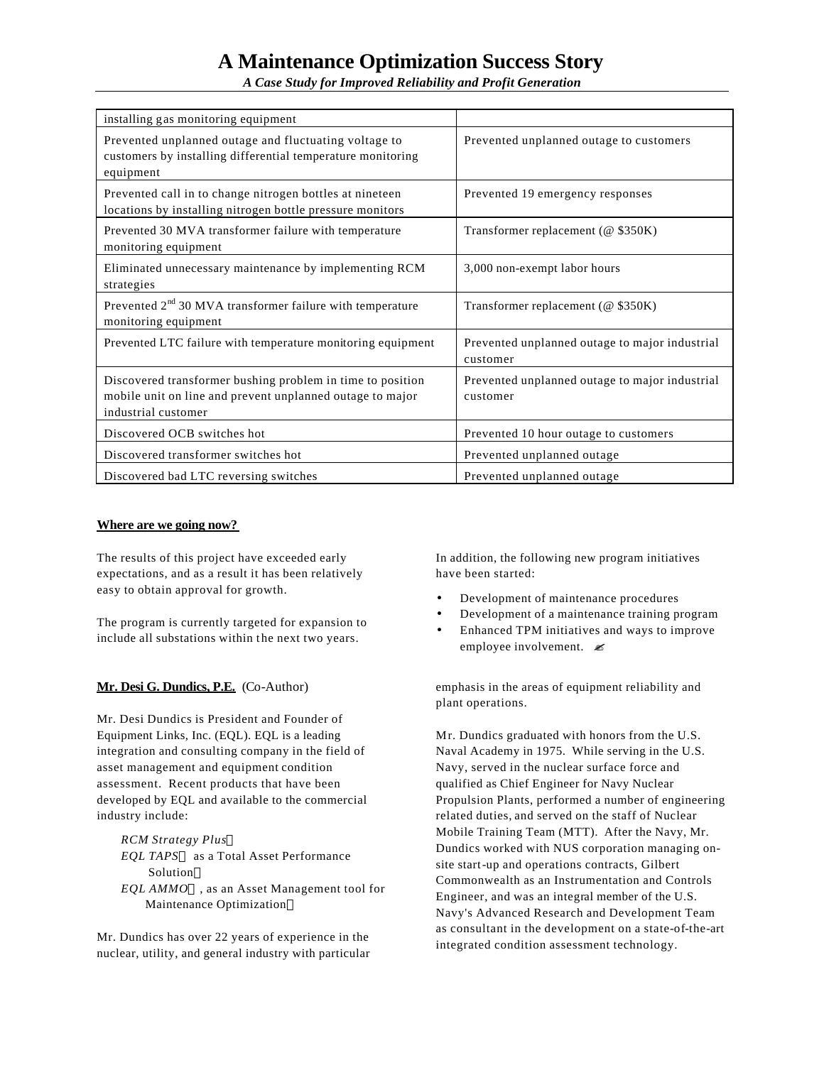| | |
|---|---|
| installing gas monitoring equipment | |
| Prevented unplanned outage and fluctuating voltage to customers by installing differential temperature monitoring equipment | Prevented unplanned outage to customers |
| Prevented call in to change nitrogen bottles at nineteen locations by installing nitrogen bottle pressure monitors | Prevented 19 emergency responses |
| Prevented 30 MVA transformer failure with temperature monitoring equipment | Transformer replacement (@ $350K) |
| Eliminated unnecessary maintenance by implementing RCM strategies | 3,000 non-exempt labor hours |
| Prevented 2nd 30 MVA transformer failure with temperature monitoring equipment | Transformer replacement (@ $350K) |
| Prevented LTC failure with temperature monitoring equipment | Prevented unplanned outage to major industrial customer |
| Discovered transformer bushing problem in time to position mobile unit on line and prevent unplanned outage to major industrial customer | Prevented unplanned outage to major industrial customer |
| Discovered OCB switches hot | Prevented 10 hour outage to customers |
| Discovered transformer switches hot | Prevented unplanned outage |
| Discovered bad LTC reversing switches | Prevented unplanned outage |

**Where are we going now?**

The results of this project have exceeded early expectations, and as a result it has been relatively easy to obtain approval for growth.

The program is currently targeted for expansion to include all substations within the next two years.

In addition, the following new program initiatives have been started:

- Development of maintenance procedures
- Development of a maintenance training program
- Enhanced TPM initiatives and ways to improve employee involvement. ✍

**Mr. Desi G. Dundics, P.E.** (Co-Author)

Mr. Desi Dundics is President and Founder of Equipment Links, Inc. (EQL). EQL is a leading integration and consulting company in the field of asset management and equipment condition assessment. Recent products that have been developed by EQL and available to the commercial industry include:

*RCM Strategy Plus*™
*EQL TAPS*™ as a Total Asset Performance Solution™
*EQL AMMO*™, as an Asset Management tool for Maintenance Optimization™

Mr. Dundics has over 22 years of experience in the nuclear, utility, and general industry with particular emphasis in the areas of equipment reliability and plant operations.

Mr. Dundics graduated with honors from the U.S. Naval Academy in 1975. While serving in the U.S. Navy, served in the nuclear surface force and qualified as Chief Engineer for Navy Nuclear Propulsion Plants, performed a number of engineering related duties, and served on the staff of Nuclear Mobile Training Team (MTT). After the Navy, Mr. Dundics worked with NUS corporation managing on-site start-up and operations contracts, Gilbert Commonwealth as an Instrumentation and Controls Engineer, and was an integral member of the U.S. Navy's Advanced Research and Development Team as consultant in the development on a state-of-the-art integrated condition assessment technology.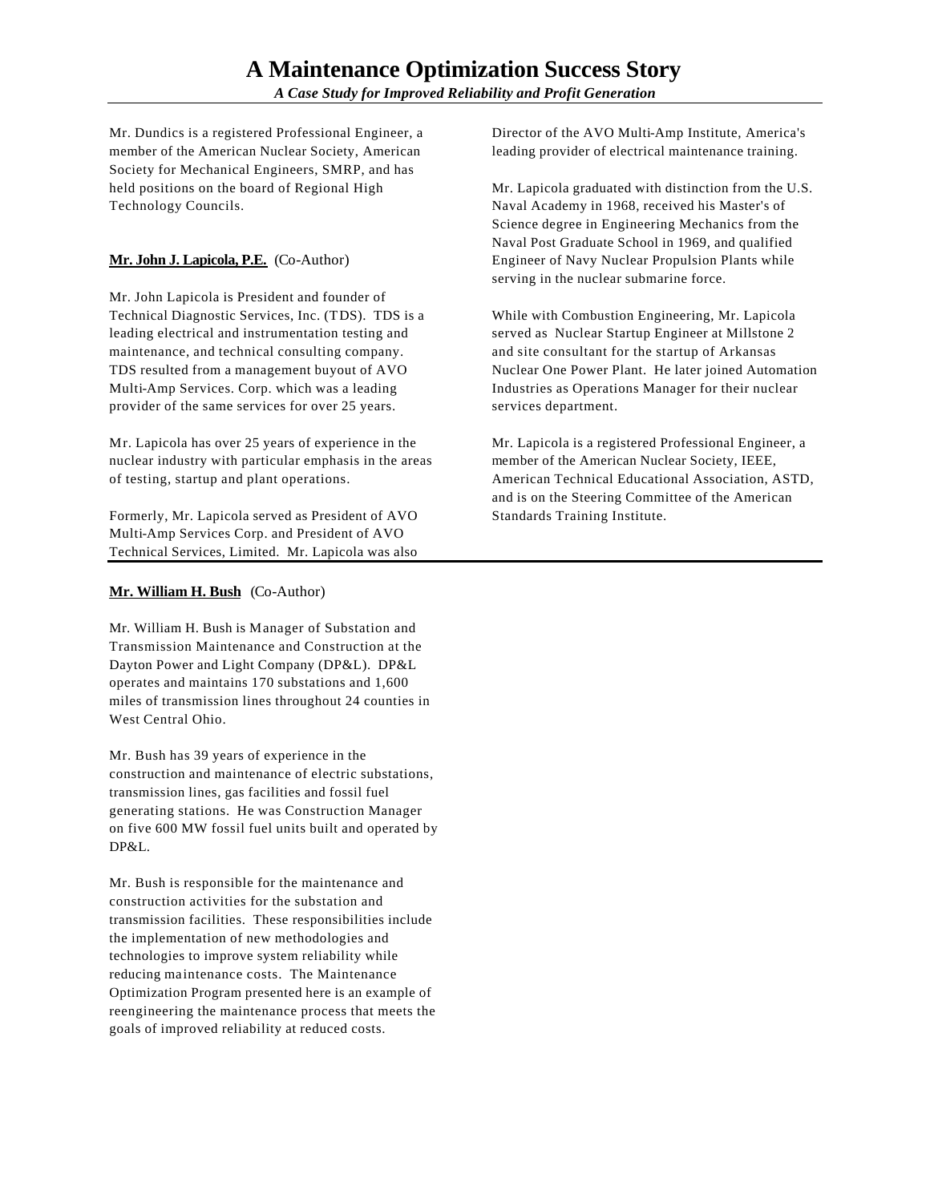Mr. Dundics is a registered Professional Engineer, a member of the American Nuclear Society, American Society for Mechanical Engineers, SMRP, and has held positions on the board of Regional High Technology Councils.

**Mr. John J. Lapicola, P.E.** (Co-Author)

Mr. John Lapicola is President and founder of Technical Diagnostic Services, Inc. (TDS). TDS is a leading electrical and instrumentation testing and maintenance, and technical consulting company. TDS resulted from a management buyout of AVO Multi-Amp Services. Corp. which was a leading provider of the same services for over 25 years.

Mr. Lapicola has over 25 years of experience in the nuclear industry with particular emphasis in the areas of testing, startup and plant operations.

Formerly, Mr. Lapicola served as President of AVO Multi-Amp Services Corp. and President of AVO Technical Services, Limited. Mr. Lapicola was also Director of the AVO Multi-Amp Institute, America's leading provider of electrical maintenance training.

Mr. Lapicola graduated with distinction from the U.S. Naval Academy in 1968, received his Master's of Science degree in Engineering Mechanics from the Naval Post Graduate School in 1969, and qualified Engineer of Navy Nuclear Propulsion Plants while serving in the nuclear submarine force.

While with Combustion Engineering, Mr. Lapicola served as Nuclear Startup Engineer at Millstone 2 and site consultant for the startup of Arkansas Nuclear One Power Plant. He later joined Automation Industries as Operations Manager for their nuclear services department.

Mr. Lapicola is a registered Professional Engineer, a member of the American Nuclear Society, IEEE, American Technical Educational Association, ASTD, and is on the Steering Committee of the American Standards Training Institute.

**Mr. William H. Bush** (Co-Author)

Mr. William H. Bush is Manager of Substation and Transmission Maintenance and Construction at the Dayton Power and Light Company (DP&L). DP&L operates and maintains 170 substations and 1,600 miles of transmission lines throughout 24 counties in West Central Ohio.

Mr. Bush has 39 years of experience in the construction and maintenance of electric substations, transmission lines, gas facilities and fossil fuel generating stations. He was Construction Manager on five 600 MW fossil fuel units built and operated by DP&L.

Mr. Bush is responsible for the maintenance and construction activities for the substation and transmission facilities. These responsibilities include the implementation of new methodologies and technologies to improve system reliability while reducing maintenance costs. The Maintenance Optimization Program presented here is an example of reengineering the maintenance process that meets the goals of improved reliability at reduced costs.